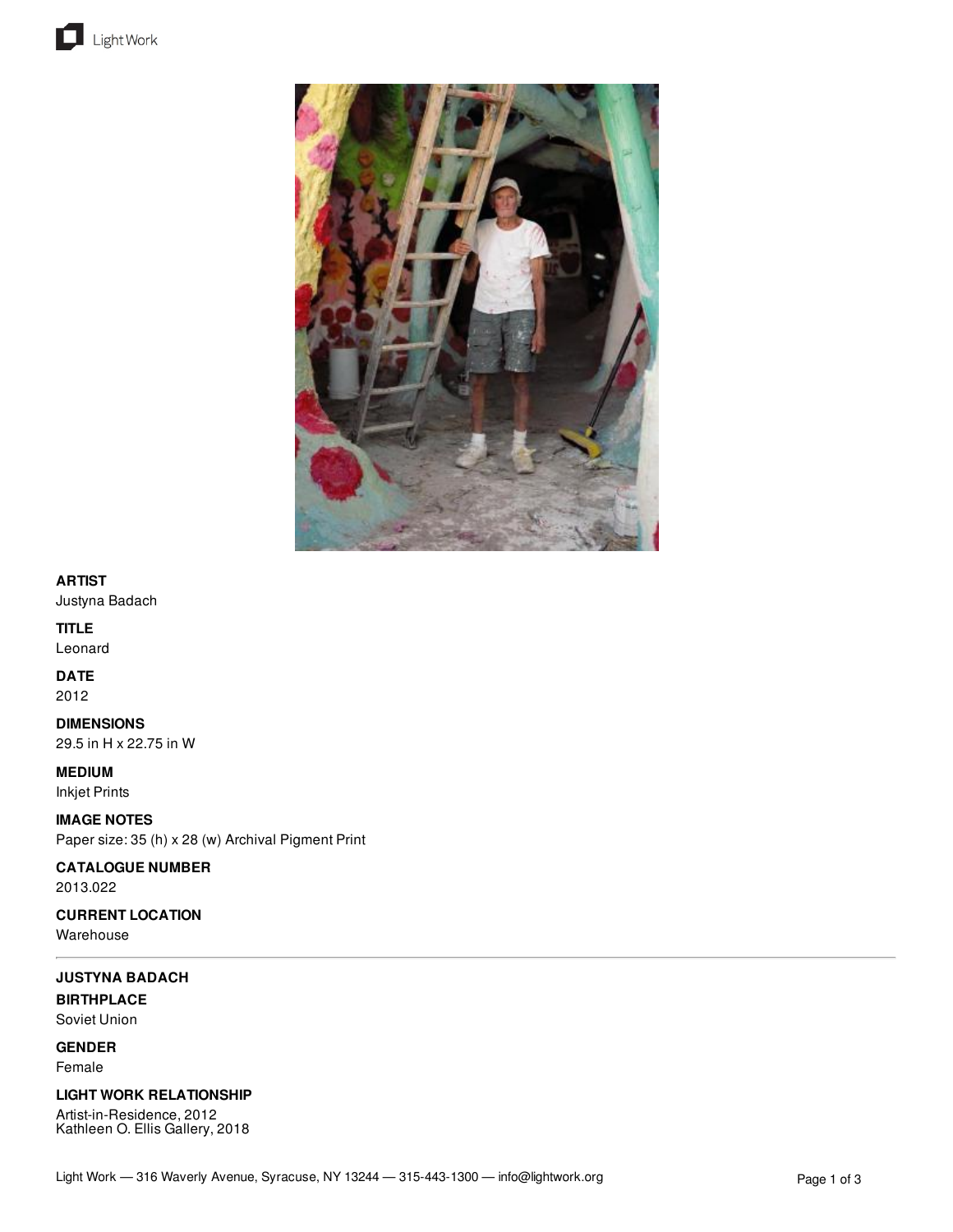**ARTIST**
Justyna Badach

**TITLE**
Leonard

**DATE**
2012

**DIMENSIONS**
29.5 in H x 22.75 in W

**MEDIUM**
Inkjet Prints

**IMAGE NOTES**
Paper size: 35 (h) x 28 (w) Archival Pigment Print

**CATALOGUE NUMBER**
2013.022

**CURRENT LOCATION**
Warehouse

---

**JUSTYNA BADACH**

**BIRTHPLACE**
Soviet Union

**GENDER**
Female

**LIGHT WORK RELATIONSHIP**
Artist-in-Residence, 2012
Kathleen O. Ellis Gallery, 2018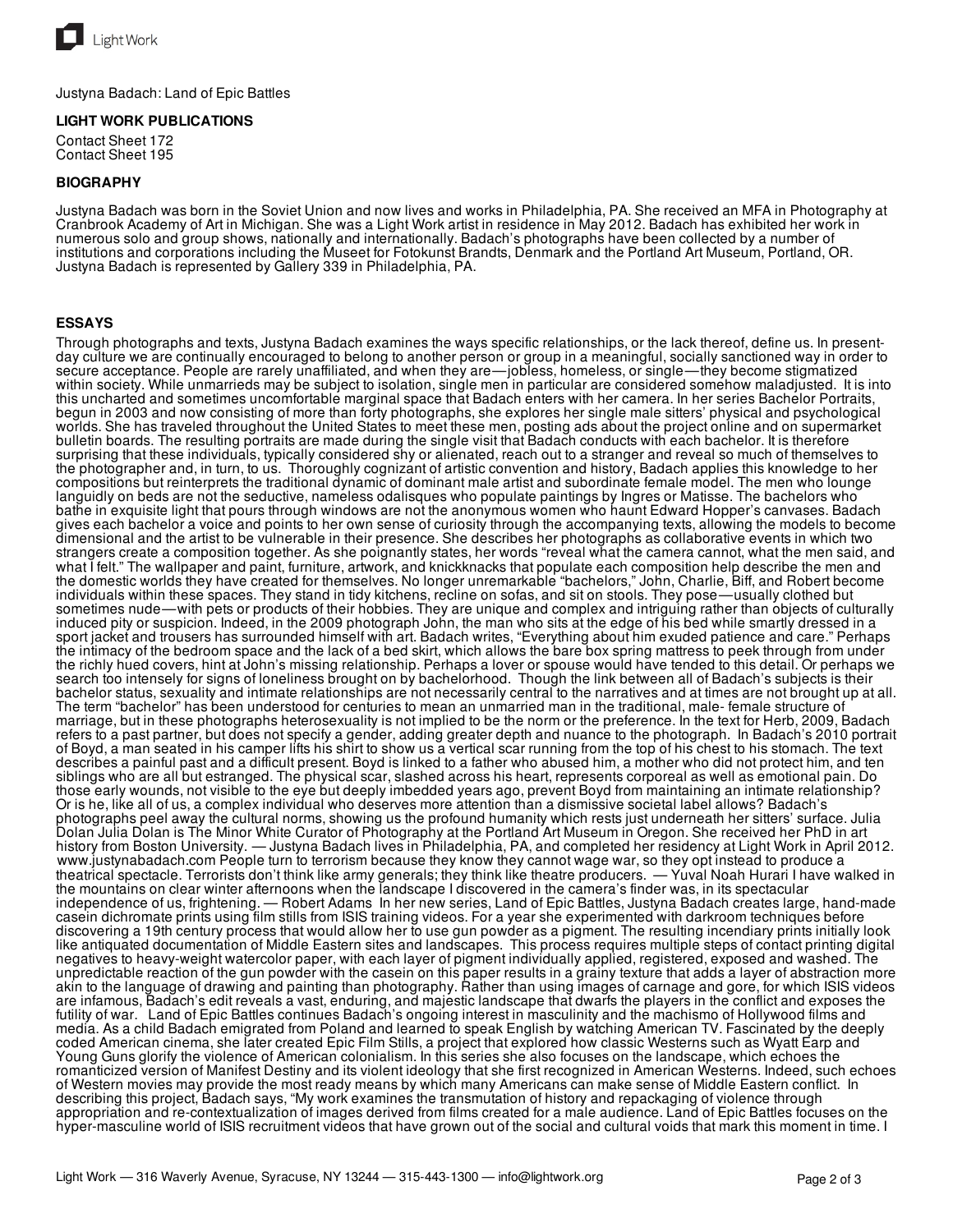Justyna Badach: Land of Epic Battles

**LIGHT WORK PUBLICATIONS**

Contact Sheet 172
Contact Sheet 195

**BIOGRAPHY**

Justyna Badach was born in the Soviet Union and now lives and works in Philadelphia, PA. She received an MFA in Photography at Cranbrook Academy of Art in Michigan. She was a Light Work artist in residence in May 2012. Badach has exhibited her work in numerous solo and group shows, nationally and internationally. Badach's photographs have been collected by a number of institutions and corporations including the Museet for Fotokunst Brandts, Denmark and the Portland Art Museum, Portland, OR. Justyna Badach is represented by Gallery 339 in Philadelphia, PA.

**ESSAYS**

Through photographs and texts, Justyna Badach examines the ways specific relationships, or the lack thereof, define us. In present-day culture we are continually encouraged to belong to another person or group in a meaningful, socially sanctioned way in order to secure acceptance. People are rarely unaffiliated, and when they are—jobless, homeless, or single—they become stigmatized within society. While unmarrieds may be subject to isolation, single men in particular are considered somehow maladjusted. It is into this uncharted and sometimes uncomfortable marginal space that Badach enters with her camera. In her series Bachelor Portraits, begun in 2003 and now consisting of more than forty photographs, she explores her single male sitters' physical and psychological worlds. She has traveled throughout the United States to meet these men, posting ads about the project online and on supermarket bulletin boards. The resulting portraits are made during the single visit that Badach conducts with each bachelor. It is therefore surprising that these individuals, typically considered shy or alienated, reach out to a stranger and reveal so much of themselves to the photographer and, in turn, to us. Thoroughly cognizant of artistic convention and history, Badach applies this knowledge to her compositions but reinterprets the traditional dynamic of dominant male artist and subordinate female model. The men who lounge languidly on beds are not the seductive, nameless odalisques who populate paintings by Ingres or Matisse. The bachelors who bathe in exquisite light that pours through windows are not the anonymous women who haunt Edward Hopper's canvases. Badach gives each bachelor a voice and points to her own sense of curiosity through the accompanying texts, allowing the models to become dimensional and the artist to be vulnerable in their presence. She describes her photographs as collaborative events in which two strangers create a composition together. As she poignantly states, her words "reveal what the camera cannot, what the men said, and what I felt." The wallpaper and paint, furniture, artwork, and knickknacks that populate each composition help describe the men and the domestic worlds they have created for themselves. No longer unremarkable "bachelors," John, Charlie, Biff, and Robert become individuals within these spaces. They stand in tidy kitchens, recline on sofas, and sit on stools. They pose—usually clothed but sometimes nude—with pets or products of their hobbies. They are unique and complex and intriguing rather than objects of culturally induced pity or suspicion. Indeed, in the 2009 photograph John, the man who sits at the edge of his bed while smartly dressed in a sport jacket and trousers has surrounded himself with art. Badach writes, "Everything about him exuded patience and care." Perhaps the intimacy of the bedroom space and the lack of a bed skirt, which allows the bare box spring mattress to peek through from under the richly hued covers, hint at John's missing relationship. Perhaps a lover or spouse would have tended to this detail. Or perhaps we search too intensely for signs of loneliness brought on by bachelorhood. Though the link between all of Badach's subjects is their bachelor status, sexuality and intimate relationships are not necessarily central to the narratives and at times are not brought up at all. The term "bachelor" has been understood for centuries to mean an unmarried man in the traditional, male- female structure of marriage, but in these photographs heterosexuality is not implied to be the norm or the preference. In the text for Herb, 2009, Badach refers to a past partner, but does not specify a gender, adding greater depth and nuance to the photograph. In Badach's 2010 portrait of Boyd, a man seated in his camper lifts his shirt to show us a vertical scar running from the top of his chest to his stomach. The text describes a painful past and a difficult present. Boyd is linked to a father who abused him, a mother who did not protect him, and ten siblings who are all but estranged. The physical scar, slashed across his heart, represents corporeal as well as emotional pain. Do those early wounds, not visible to the eye but deeply imbedded years ago, prevent Boyd from maintaining an intimate relationship? Or is he, like all of us, a complex individual who deserves more attention than a dismissive societal label allows? Badach's photographs peel away the cultural norms, showing us the profound humanity which rests just underneath her sitters' surface. Julia Dolan Julia Dolan is The Minor White Curator of Photography at the Portland Art Museum in Oregon. She received her PhD in art history from Boston University. — Justyna Badach lives in Philadelphia, PA, and completed her residency at Light Work in April 2012. www.justynabadach.com People turn to terrorism because they know they cannot wage war, so they opt instead to produce a theatrical spectacle. Terrorists don't think like army generals; they think like theatre producers. — Yuval Noah Hurari I have walked in the mountains on clear winter afternoons when the landscape I discovered in the camera's finder was, in its spectacular independence of us, frightening. — Robert Adams In her new series, Land of Epic Battles, Justyna Badach creates large, hand-made casein dichromate prints using film stills from ISIS training videos. For a year she experimented with darkroom techniques before discovering a 19th century process that would allow her to use gun powder as a pigment. The resulting incendiary prints initially look like antiquated documentation of Middle Eastern sites and landscapes. This process requires multiple steps of contact printing digital negatives to heavy-weight watercolor paper, with each layer of pigment individually applied, registered, exposed and washed. The unpredictable reaction of the gun powder with the casein on this paper results in a grainy texture that adds a layer of abstraction more akin to the language of drawing and painting than photography. Rather than using images of carnage and gore, for which ISIS videos are infamous, Badach's edit reveals a vast, enduring, and majestic landscape that dwarfs the players in the conflict and exposes the futility of war. Land of Epic Battles continues Badach's ongoing interest in masculinity and the machismo of Hollywood films and media. As a child Badach emigrated from Poland and learned to speak English by watching American TV. Fascinated by the deeply coded American cinema, she later created Epic Film Stills, a project that explored how classic Westerns such as Wyatt Earp and Young Guns glorify the violence of American colonialism. In this series she also focuses on the landscape, which echoes the romanticized version of Manifest Destiny and its violent ideology that she first recognized in American Westerns. Indeed, such echoes of Western movies may provide the most ready means by which many Americans can make sense of Middle Eastern conflict. In describing this project, Badach says, "My work examines the transmutation of history and repackaging of violence through appropriation and re-contextualization of images derived from films created for a male audience. Land of Epic Battles focuses on the hyper-masculine world of ISIS recruitment videos that have grown out of the social and cultural voids that mark this moment in time. I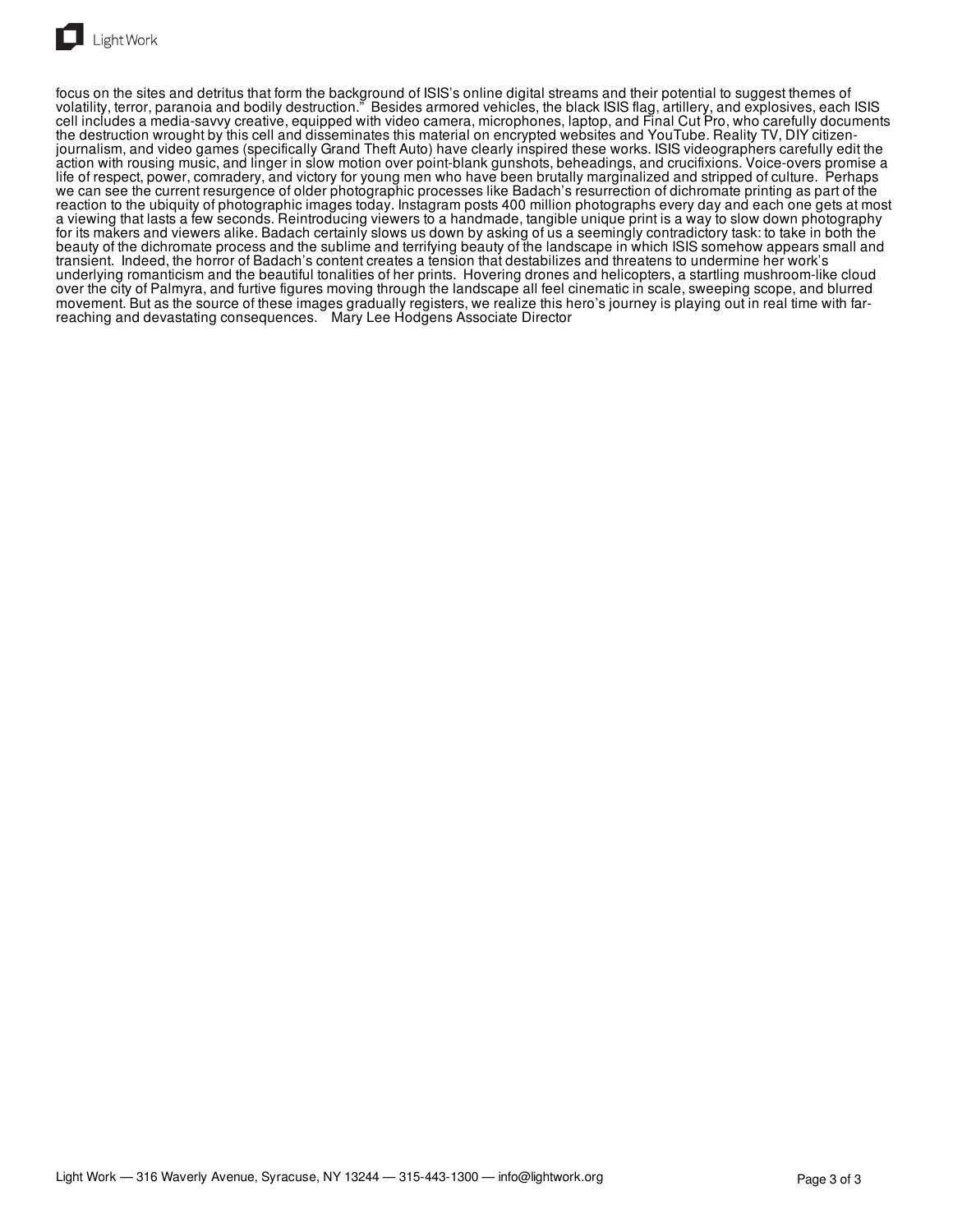focus on the sites and detritus that form the background of ISIS's online digital streams and their potential to suggest themes of volatility, terror, paranoia and bodily destruction." Besides armored vehicles, the black ISIS flag, artillery, and explosives, each ISIS cell includes a media-savvy creative, equipped with video camera, microphones, laptop, and Final Cut Pro, who carefully documents the destruction wrought by this cell and disseminates this material on encrypted websites and YouTube. Reality TV, DIY citizen-journalism, and video games (specifically Grand Theft Auto) have clearly inspired these works. ISIS videographers carefully edit the action with rousing music, and linger in slow motion over point-blank gunshots, beheadings, and crucifixions. Voice-overs promise a life of respect, power, comradery, and victory for young men who have been brutally marginalized and stripped of culture. Perhaps we can see the current resurgence of older photographic processes like Badach's resurrection of dichromate printing as part of the reaction to the ubiquity of photographic images today. Instagram posts 400 million photographs every day and each one gets at most a viewing that lasts a few seconds. Reintroducing viewers to a handmade, tangible unique print is a way to slow down photography for its makers and viewers alike. Badach certainly slows us down by asking of us a seemingly contradictory task: to take in both the beauty of the dichromate process and the sublime and terrifying beauty of the landscape in which ISIS somehow appears small and transient. Indeed, the horror of Badach's content creates a tension that destabilizes and threatens to undermine her work's underlying romanticism and the beautiful tonalities of her prints. Hovering drones and helicopters, a startling mushroom-like cloud over the city of Palmyra, and furtive figures moving through the landscape all feel cinematic in scale, sweeping scope, and blurred movement. But as the source of these images gradually registers, we realize this hero's journey is playing out in real time with far-reaching and devastating consequences. Mary Lee Hodgens Associate Director

Light Work — 316 Waverly Avenue, Syracuse, NY 13244 — 315-443-1300 — info@lightwork.org